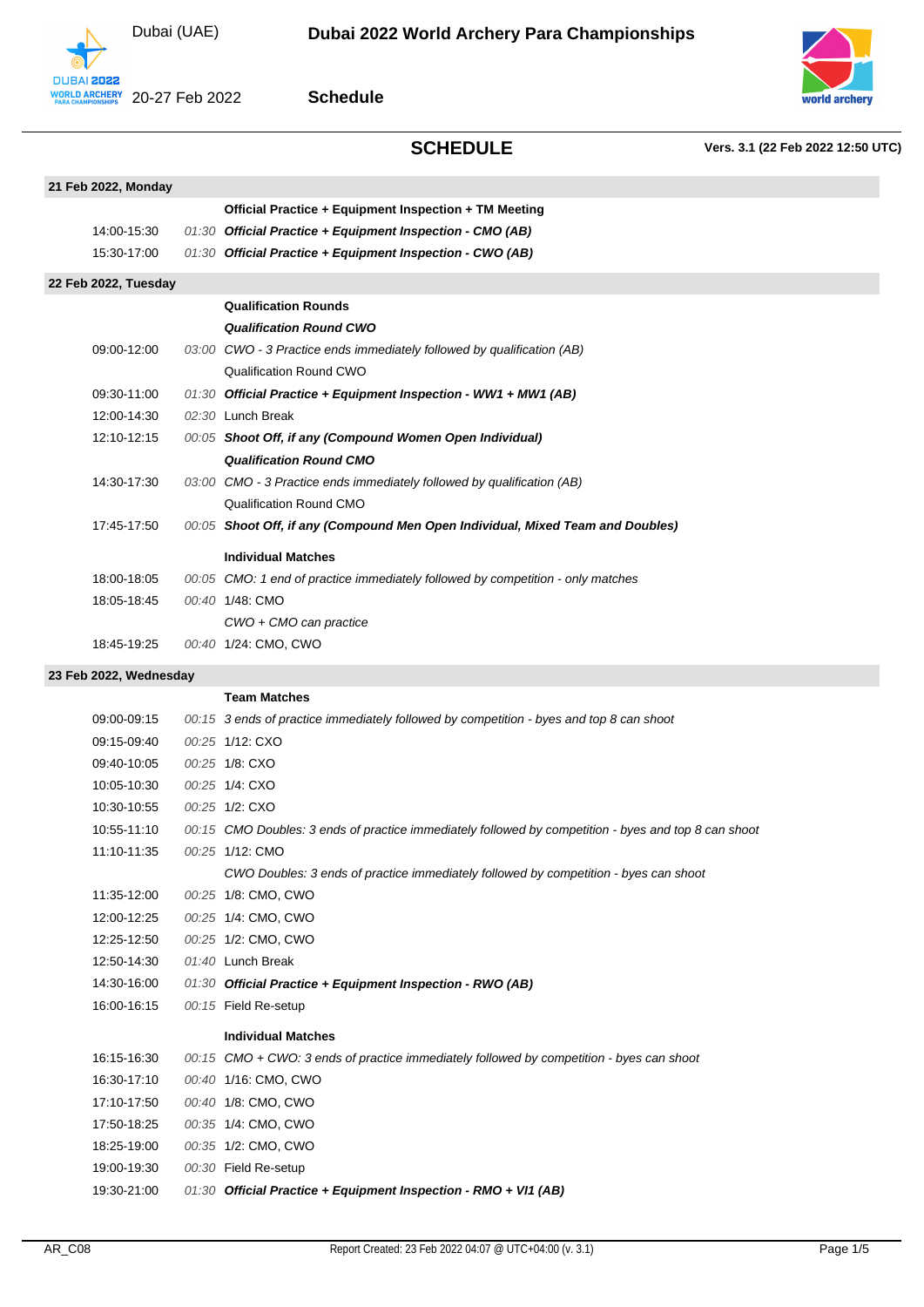# Dubai 2022 World Archery Para Championships

Dubai (UAE)

20-27 Feb 2022

## Schedule

## SCHEDULE

**Vers. 3.1 (22 Feb 2022 12:50 UTC)**

| Time | Duration | Event |
|---|---|---|
| **21 Feb 2022, Monday** | | |
| | | **Official Practice + Equipment Inspection + TM Meeting** |
| 14:00-15:30 | *01:30* | ***Official Practice + Equipment Inspection - CMO (AB)*** |
| 15:30-17:00 | *01:30* | ***Official Practice + Equipment Inspection - CWO (AB)*** |
| **22 Feb 2022, Tuesday** | | |
| | | **Qualification Rounds** |
| | | ***Qualification Round CWO*** |
| 09:00-12:00 | *03:00* | *CWO - 3 Practice ends immediately followed by qualification (AB)* |
| | | Qualification Round CWO |
| 09:30-11:00 | *01:30* | ***Official Practice + Equipment Inspection - WW1 + MW1 (AB)*** |
| 12:00-14:30 | *02:30* | Lunch Break |
| 12:10-12:15 | *00:05* | ***Shoot Off, if any (Compound Women Open Individual)*** |
| | | ***Qualification Round CMO*** |
| 14:30-17:30 | *03:00* | *CMO - 3 Practice ends immediately followed by qualification (AB)* |
| | | Qualification Round CMO |
| 17:45-17:50 | *00:05* | ***Shoot Off, if any (Compound Men Open Individual, Mixed Team and Doubles)*** |
| | | **Individual Matches** |
| 18:00-18:05 | *00:05* | *CMO: 1 end of practice immediately followed by competition - only matches* |
| 18:05-18:45 | *00:40* | 1/48: CMO |
| | | *CWO + CMO can practice* |
| 18:45-19:25 | *00:40* | 1/24: CMO, CWO |
| **23 Feb 2022, Wednesday** | | |
| | | **Team Matches** |
| 09:00-09:15 | *00:15* | *3 ends of practice immediately followed by competition - byes and top 8 can shoot* |
| 09:15-09:40 | *00:25* | 1/12: CXO |
| 09:40-10:05 | *00:25* | 1/8: CXO |
| 10:05-10:30 | *00:25* | 1/4: CXO |
| 10:30-10:55 | *00:25* | 1/2: CXO |
| 10:55-11:10 | *00:15* | *CMO Doubles: 3 ends of practice immediately followed by competition - byes and top 8 can shoot* |
| 11:10-11:35 | *00:25* | 1/12: CMO |
| | | *CWO Doubles: 3 ends of practice immediately followed by competition - byes can shoot* |
| 11:35-12:00 | *00:25* | 1/8: CMO, CWO |
| 12:00-12:25 | *00:25* | 1/4: CMO, CWO |
| 12:25-12:50 | *00:25* | 1/2: CMO, CWO |
| 12:50-14:30 | *01:40* | Lunch Break |
| 14:30-16:00 | *01:30* | ***Official Practice + Equipment Inspection - RWO (AB)*** |
| 16:00-16:15 | *00:15* | Field Re-setup |
| | | **Individual Matches** |
| 16:15-16:30 | *00:15* | *CMO + CWO: 3 ends of practice immediately followed by competition - byes can shoot* |
| 16:30-17:10 | *00:40* | 1/16: CMO, CWO |
| 17:10-17:50 | *00:40* | 1/8: CMO, CWO |
| 17:50-18:25 | *00:35* | 1/4: CMO, CWO |
| 18:25-19:00 | *00:35* | 1/2: CMO, CWO |
| 19:00-19:30 | *00:30* | Field Re-setup |
| 19:30-21:00 | *01:30* | ***Official Practice + Equipment Inspection - RMO + VI1 (AB)*** |

AR_C08 — Report Created: 23 Feb 2022 04:07 @ UTC+04:00 (v. 3.1)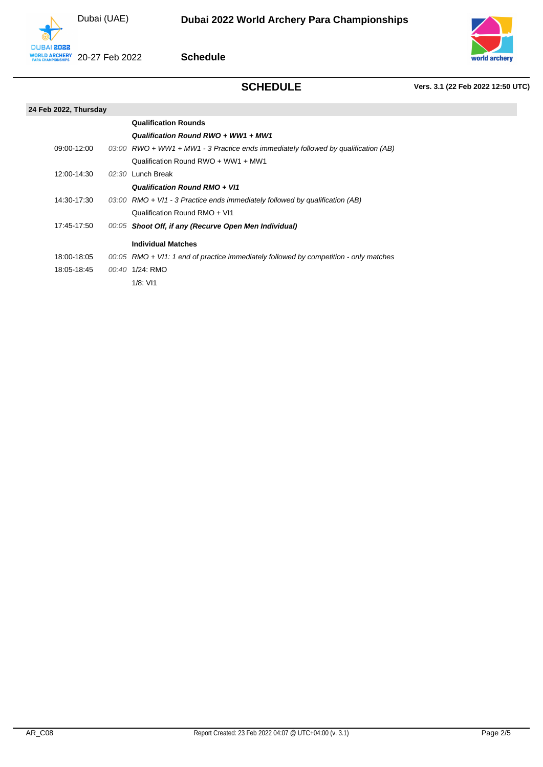## SCHEDULE

**Vers. 3.1 (22 Feb 2022 12:50 UTC)**

**24 Feb 2022, Thursday**

| Time | Duration | Event |
|---|---|---|
| | | **Qualification Rounds** |
| | | ***Qualification Round RWO + WW1 + MW1*** |
| 09:00-12:00 | *03:00* | *RWO + WW1 + MW1 - 3 Practice ends immediately followed by qualification (AB)* |
| | | Qualification Round RWO + WW1 + MW1 |
| 12:00-14:30 | *02:30* | Lunch Break |
| | | ***Qualification Round RMO + VI1*** |
| 14:30-17:30 | *03:00* | *RMO + VI1 - 3 Practice ends immediately followed by qualification (AB)* |
| | | Qualification Round RMO + VI1 |
| 17:45-17:50 | *00:05* | ***Shoot Off, if any (Recurve Open Men Individual)*** |
| | | **Individual Matches** |
| 18:00-18:05 | *00:05* | *RMO + VI1: 1 end of practice immediately followed by competition - only matches* |
| 18:05-18:45 | *00:40* | 1/24: RMO |
| | | 1/8: VI1 |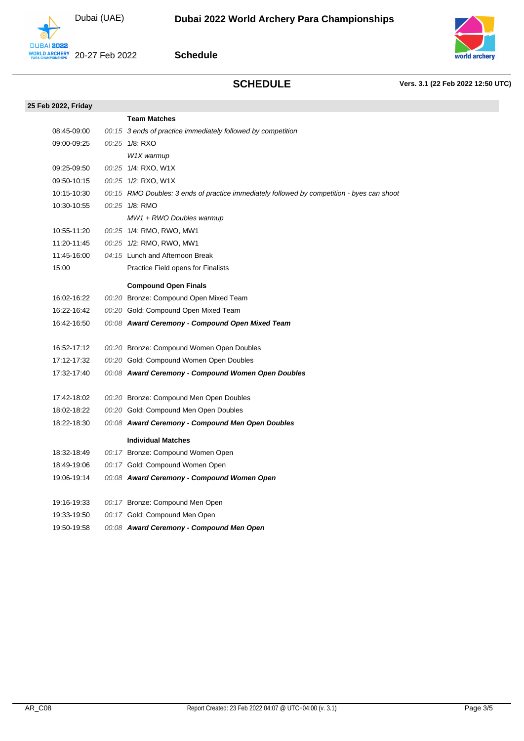## SCHEDULE

**Vers. 3.1 (22 Feb 2022 12:50 UTC)**

### 25 Feb 2022, Friday

| Time | Duration | Event |
|---|---|---|
| | | **Team Matches** |
| 08:45-09:00 | *00:15* | *3 ends of practice immediately followed by competition* |
| 09:00-09:25 | *00:25* | 1/8: RXO |
| | | *W1X warmup* |
| 09:25-09:50 | *00:25* | 1/4: RXO, W1X |
| 09:50-10:15 | *00:25* | 1/2: RXO, W1X |
| 10:15-10:30 | *00:15* | *RMO Doubles: 3 ends of practice immediately followed by competition - byes can shoot* |
| 10:30-10:55 | *00:25* | 1/8: RMO |
| | | *MW1 + RWO Doubles warmup* |
| 10:55-11:20 | *00:25* | 1/4: RMO, RWO, MW1 |
| 11:20-11:45 | *00:25* | 1/2: RMO, RWO, MW1 |
| 11:45-16:00 | *04:15* | Lunch and Afternoon Break |
| 15:00 | | Practice Field opens for Finalists |
| | | **Compound Open Finals** |
| 16:02-16:22 | *00:20* | Bronze: Compound Open Mixed Team |
| 16:22-16:42 | *00:20* | Gold: Compound Open Mixed Team |
| 16:42-16:50 | *00:08* | ***Award Ceremony - Compound Open Mixed Team*** |
| 16:52-17:12 | *00:20* | Bronze: Compound Women Open Doubles |
| 17:12-17:32 | *00:20* | Gold: Compound Women Open Doubles |
| 17:32-17:40 | *00:08* | ***Award Ceremony - Compound Women Open Doubles*** |
| 17:42-18:02 | *00:20* | Bronze: Compound Men Open Doubles |
| 18:02-18:22 | *00:20* | Gold: Compound Men Open Doubles |
| 18:22-18:30 | *00:08* | ***Award Ceremony - Compound Men Open Doubles*** |
| | | **Individual Matches** |
| 18:32-18:49 | *00:17* | Bronze: Compound Women Open |
| 18:49-19:06 | *00:17* | Gold: Compound Women Open |
| 19:06-19:14 | *00:08* | ***Award Ceremony - Compound Women Open*** |
| 19:16-19:33 | *00:17* | Bronze: Compound Men Open |
| 19:33-19:50 | *00:17* | Gold: Compound Men Open |
| 19:50-19:58 | *00:08* | ***Award Ceremony - Compound Men Open*** |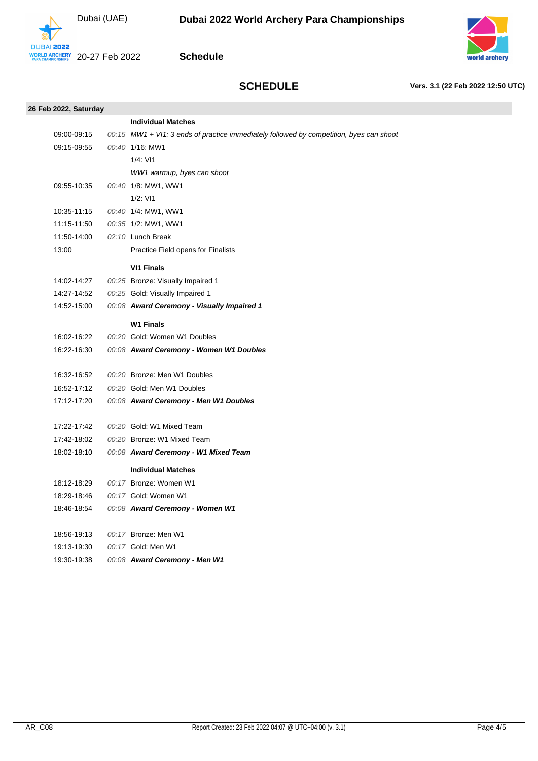# SCHEDULE

**Vers. 3.1 (22 Feb 2022 12:50 UTC)**

## 26 Feb 2022, Saturday

| Time | Duration | Event |
|---|---|---|
| | | **Individual Matches** |
| 09:00-09:15 | *00:15* | *MW1 + VI1: 3 ends of practice immediately followed by competition, byes can shoot* |
| 09:15-09:55 | *00:40* | 1/16: MW1 |
| | | 1/4: VI1 |
| | | *WW1 warmup, byes can shoot* |
| 09:55-10:35 | *00:40* | 1/8: MW1, WW1 |
| | | 1/2: VI1 |
| 10:35-11:15 | *00:40* | 1/4: MW1, WW1 |
| 11:15-11:50 | *00:35* | 1/2: MW1, WW1 |
| 11:50-14:00 | *02:10* | Lunch Break |
| 13:00 | | Practice Field opens for Finalists |
| | | **VI1 Finals** |
| 14:02-14:27 | *00:25* | Bronze: Visually Impaired 1 |
| 14:27-14:52 | *00:25* | Gold: Visually Impaired 1 |
| 14:52-15:00 | *00:08* | ***Award Ceremony - Visually Impaired 1*** |
| | | **W1 Finals** |
| 16:02-16:22 | *00:20* | Gold: Women W1 Doubles |
| 16:22-16:30 | *00:08* | ***Award Ceremony - Women W1 Doubles*** |
| 16:32-16:52 | *00:20* | Bronze: Men W1 Doubles |
| 16:52-17:12 | *00:20* | Gold: Men W1 Doubles |
| 17:12-17:20 | *00:08* | ***Award Ceremony - Men W1 Doubles*** |
| 17:22-17:42 | *00:20* | Gold: W1 Mixed Team |
| 17:42-18:02 | *00:20* | Bronze: W1 Mixed Team |
| 18:02-18:10 | *00:08* | ***Award Ceremony - W1 Mixed Team*** |
| | | **Individual Matches** |
| 18:12-18:29 | *00:17* | Bronze: Women W1 |
| 18:29-18:46 | *00:17* | Gold: Women W1 |
| 18:46-18:54 | *00:08* | ***Award Ceremony - Women W1*** |
| 18:56-19:13 | *00:17* | Bronze: Men W1 |
| 19:13-19:30 | *00:17* | Gold: Men W1 |
| 19:30-19:38 | *00:08* | ***Award Ceremony - Men W1*** |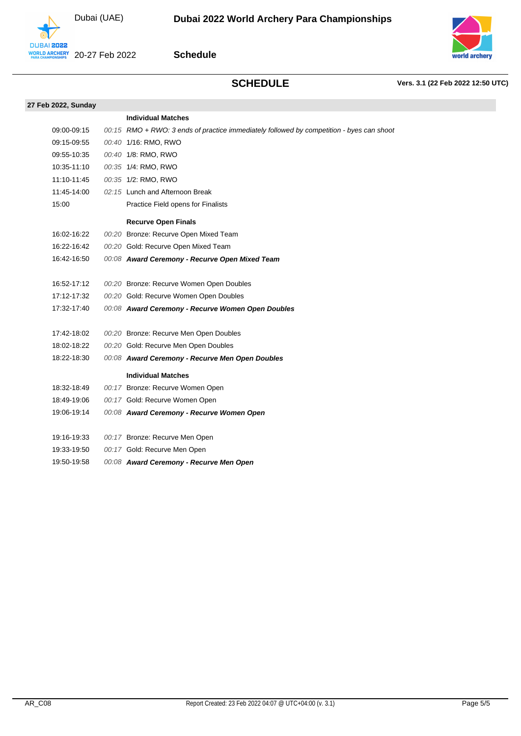## SCHEDULE

**Vers. 3.1 (22 Feb 2022 12:50 UTC)**

**27 Feb 2022, Sunday**

| | | |
|---|---|---|
| | | **Individual Matches** |
| 09:00-09:15 | *00:15* | *RMO + RWO: 3 ends of practice immediately followed by competition - byes can shoot* |
| 09:15-09:55 | *00:40* | 1/16: RMO, RWO |
| 09:55-10:35 | *00:40* | 1/8: RMO, RWO |
| 10:35-11:10 | *00:35* | 1/4: RMO, RWO |
| 11:10-11:45 | *00:35* | 1/2: RMO, RWO |
| 11:45-14:00 | *02:15* | Lunch and Afternoon Break |
| 15:00 | | Practice Field opens for Finalists |
| | | **Recurve Open Finals** |
| 16:02-16:22 | *00:20* | Bronze: Recurve Open Mixed Team |
| 16:22-16:42 | *00:20* | Gold: Recurve Open Mixed Team |
| 16:42-16:50 | *00:08* | ***Award Ceremony - Recurve Open Mixed Team*** |
| 16:52-17:12 | *00:20* | Bronze: Recurve Women Open Doubles |
| 17:12-17:32 | *00:20* | Gold: Recurve Women Open Doubles |
| 17:32-17:40 | *00:08* | ***Award Ceremony - Recurve Women Open Doubles*** |
| 17:42-18:02 | *00:20* | Bronze: Recurve Men Open Doubles |
| 18:02-18:22 | *00:20* | Gold: Recurve Men Open Doubles |
| 18:22-18:30 | *00:08* | ***Award Ceremony - Recurve Men Open Doubles*** |
| | | **Individual Matches** |
| 18:32-18:49 | *00:17* | Bronze: Recurve Women Open |
| 18:49-19:06 | *00:17* | Gold: Recurve Women Open |
| 19:06-19:14 | *00:08* | ***Award Ceremony - Recurve Women Open*** |
| 19:16-19:33 | *00:17* | Bronze: Recurve Men Open |
| 19:33-19:50 | *00:17* | Gold: Recurve Men Open |
| 19:50-19:58 | *00:08* | ***Award Ceremony - Recurve Men Open*** |

AR_C08 Report Created: 23 Feb 2022 04:07 @ UTC+04:00 (v. 3.1)